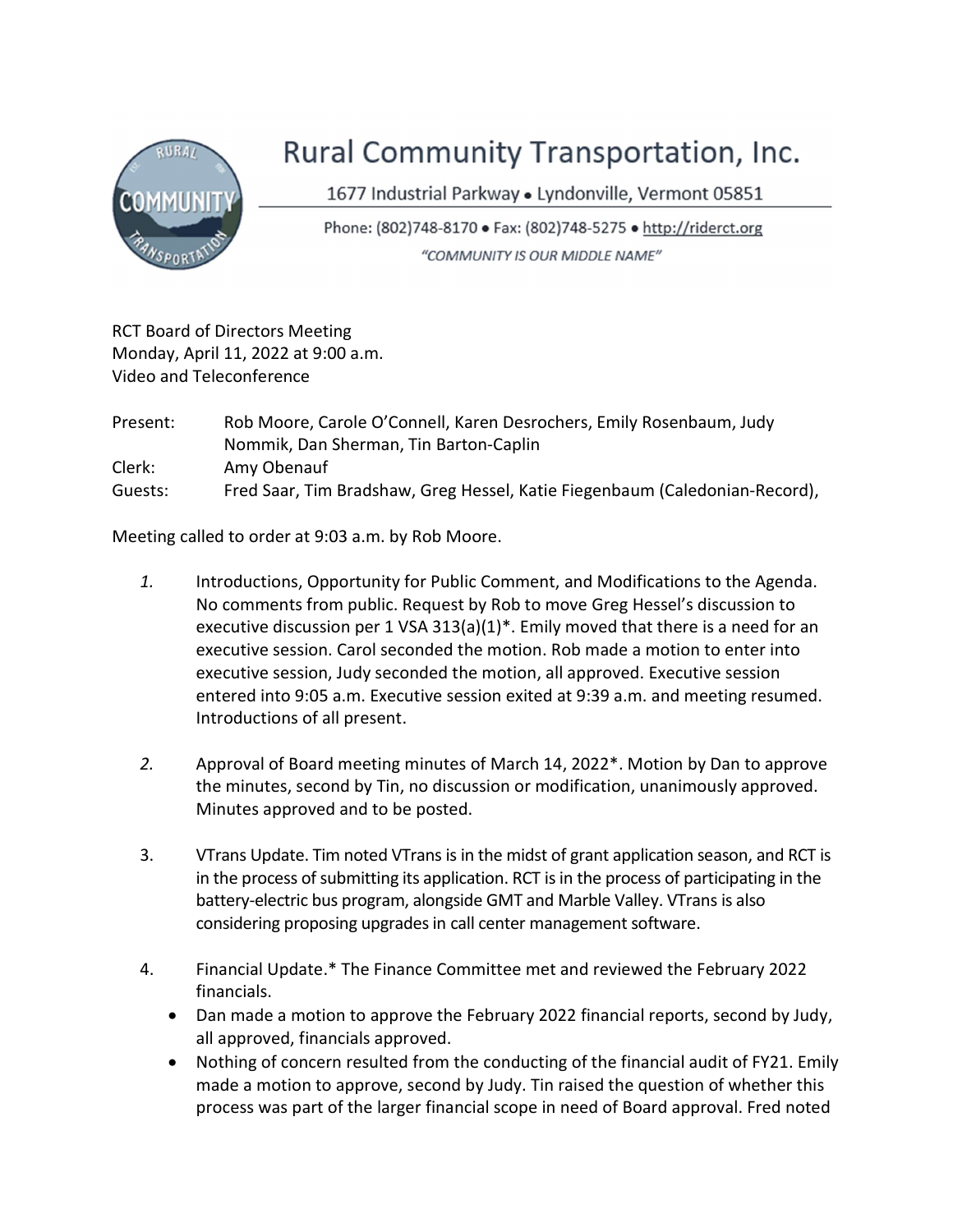# Rural Community Transportation, Inc.

1677 Industrial Parkway • Lyndonville, Vermont 05851

Phone: (802)748-8170 • Fax: (802)748-5275 • http://riderct.org

*"COMMUNITY IS OUR MIDDLE NAME"*

RCT Board of Directors Meeting
Monday, April 11, 2022 at 9:00 a.m.
Video and Teleconference

Present: Rob Moore, Carole O'Connell, Karen Desrochers, Emily Rosenbaum, Judy Nommik, Dan Sherman, Tin Barton-Caplin
Clerk: Amy Obenauf
Guests: Fred Saar, Tim Bradshaw, Greg Hessel, Katie Fiegenbaum (Caledonian-Record),

Meeting called to order at 9:03 a.m. by Rob Moore.

*1.* Introductions, Opportunity for Public Comment, and Modifications to the Agenda. No comments from public. Request by Rob to move Greg Hessel's discussion to executive discussion per 1 VSA 313(a)(1)*. Emily moved that there is a need for an executive session. Carol seconded the motion. Rob made a motion to enter into executive session, Judy seconded the motion, all approved. Executive session entered into 9:05 a.m. Executive session exited at 9:39 a.m. and meeting resumed. Introductions of all present.

*2.* Approval of Board meeting minutes of March 14, 2022*. Motion by Dan to approve the minutes, second by Tin, no discussion or modification, unanimously approved. Minutes approved and to be posted.

3. VTrans Update. Tim noted VTrans is in the midst of grant application season, and RCT is in the process of submitting its application. RCT is in the process of participating in the battery-electric bus program, alongside GMT and Marble Valley. VTrans is also considering proposing upgrades in call center management software.

4. Financial Update.* The Finance Committee met and reviewed the February 2022 financials.
   - Dan made a motion to approve the February 2022 financial reports, second by Judy, all approved, financials approved.
   - Nothing of concern resulted from the conducting of the financial audit of FY21. Emily made a motion to approve, second by Judy. Tin raised the question of whether this process was part of the larger financial scope in need of Board approval. Fred noted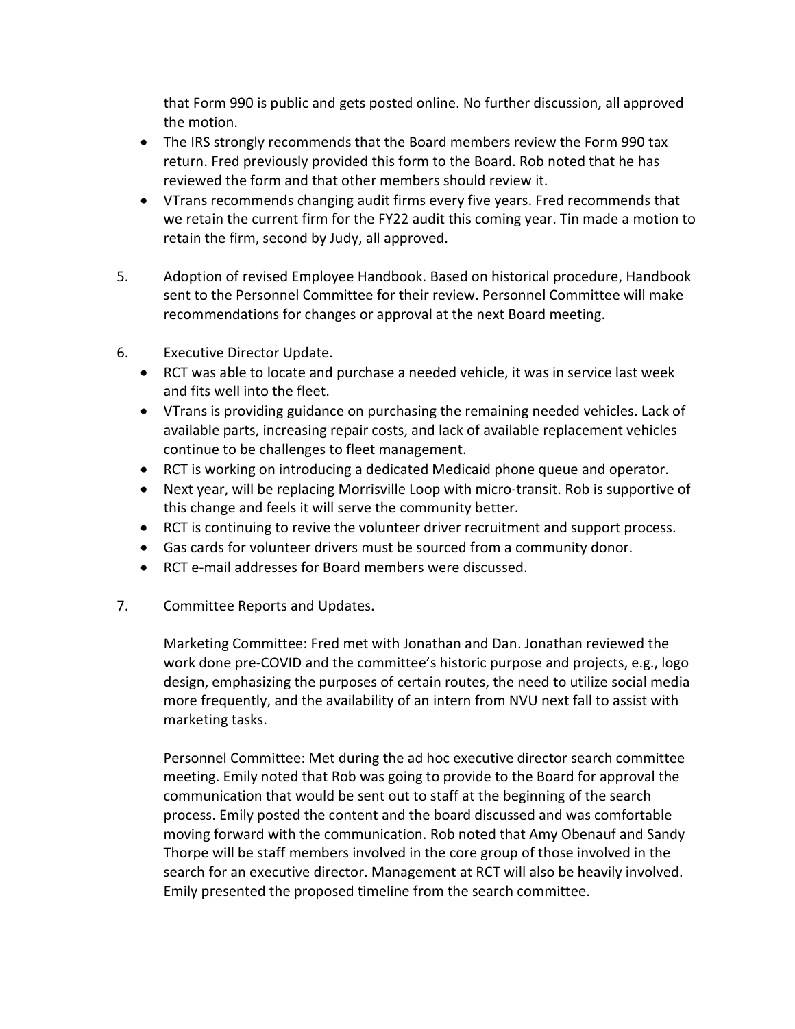that Form 990 is public and gets posted online. No further discussion, all approved the motion.

- The IRS strongly recommends that the Board members review the Form 990 tax return. Fred previously provided this form to the Board. Rob noted that he has reviewed the form and that other members should review it.
- VTrans recommends changing audit firms every five years. Fred recommends that we retain the current firm for the FY22 audit this coming year. Tin made a motion to retain the firm, second by Judy, all approved.

5. Adoption of revised Employee Handbook. Based on historical procedure, Handbook sent to the Personnel Committee for their review. Personnel Committee will make recommendations for changes or approval at the next Board meeting.

6. Executive Director Update.
   - RCT was able to locate and purchase a needed vehicle, it was in service last week and fits well into the fleet.
   - VTrans is providing guidance on purchasing the remaining needed vehicles. Lack of available parts, increasing repair costs, and lack of available replacement vehicles continue to be challenges to fleet management.
   - RCT is working on introducing a dedicated Medicaid phone queue and operator.
   - Next year, will be replacing Morrisville Loop with micro-transit. Rob is supportive of this change and feels it will serve the community better.
   - RCT is continuing to revive the volunteer driver recruitment and support process.
   - Gas cards for volunteer drivers must be sourced from a community donor.
   - RCT e-mail addresses for Board members were discussed.

7. Committee Reports and Updates.

   Marketing Committee: Fred met with Jonathan and Dan. Jonathan reviewed the work done pre-COVID and the committee's historic purpose and projects, e.g., logo design, emphasizing the purposes of certain routes, the need to utilize social media more frequently, and the availability of an intern from NVU next fall to assist with marketing tasks.

   Personnel Committee: Met during the ad hoc executive director search committee meeting. Emily noted that Rob was going to provide to the Board for approval the communication that would be sent out to staff at the beginning of the search process. Emily posted the content and the board discussed and was comfortable moving forward with the communication. Rob noted that Amy Obenauf and Sandy Thorpe will be staff members involved in the core group of those involved in the search for an executive director. Management at RCT will also be heavily involved. Emily presented the proposed timeline from the search committee.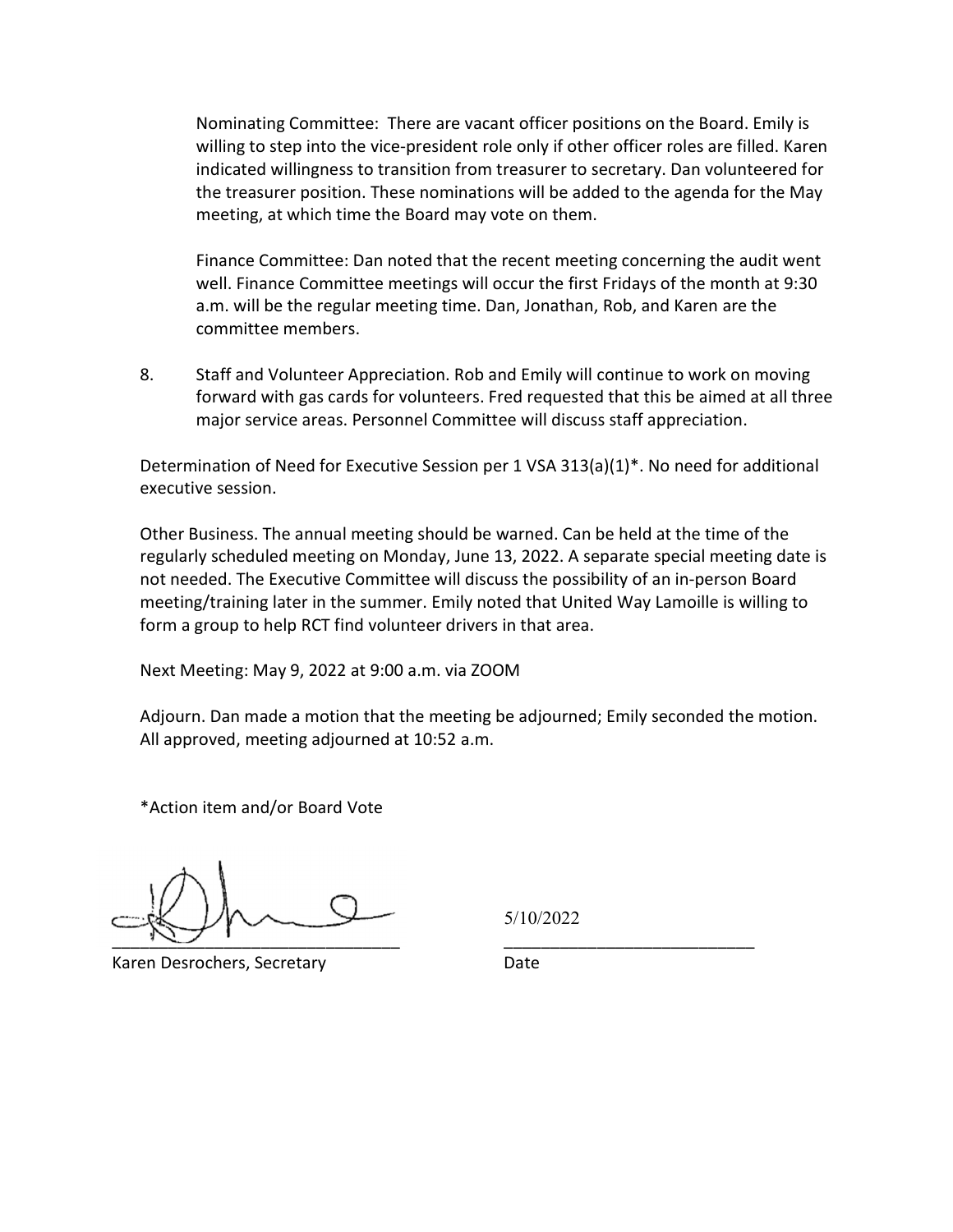Nominating Committee: There are vacant officer positions on the Board. Emily is willing to step into the vice-president role only if other officer roles are filled. Karen indicated willingness to transition from treasurer to secretary. Dan volunteered for the treasurer position. These nominations will be added to the agenda for the May meeting, at which time the Board may vote on them.

Finance Committee: Dan noted that the recent meeting concerning the audit went well. Finance Committee meetings will occur the first Fridays of the month at 9:30 a.m. will be the regular meeting time. Dan, Jonathan, Rob, and Karen are the committee members.

8. Staff and Volunteer Appreciation. Rob and Emily will continue to work on moving forward with gas cards for volunteers. Fred requested that this be aimed at all three major service areas. Personnel Committee will discuss staff appreciation.

Determination of Need for Executive Session per 1 VSA 313(a)(1)*. No need for additional executive session.

Other Business. The annual meeting should be warned. Can be held at the time of the regularly scheduled meeting on Monday, June 13, 2022. A separate special meeting date is not needed. The Executive Committee will discuss the possibility of an in-person Board meeting/training later in the summer. Emily noted that United Way Lamoille is willing to form a group to help RCT find volunteer drivers in that area.

Next Meeting: May 9, 2022 at 9:00 a.m. via ZOOM

Adjourn. Dan made a motion that the meeting be adjourned; Emily seconded the motion. All approved, meeting adjourned at 10:52 a.m.

*Action item and/or Board Vote

______________________________ 5/10/2022 ______________________________

Karen Desrochers, Secretary Date